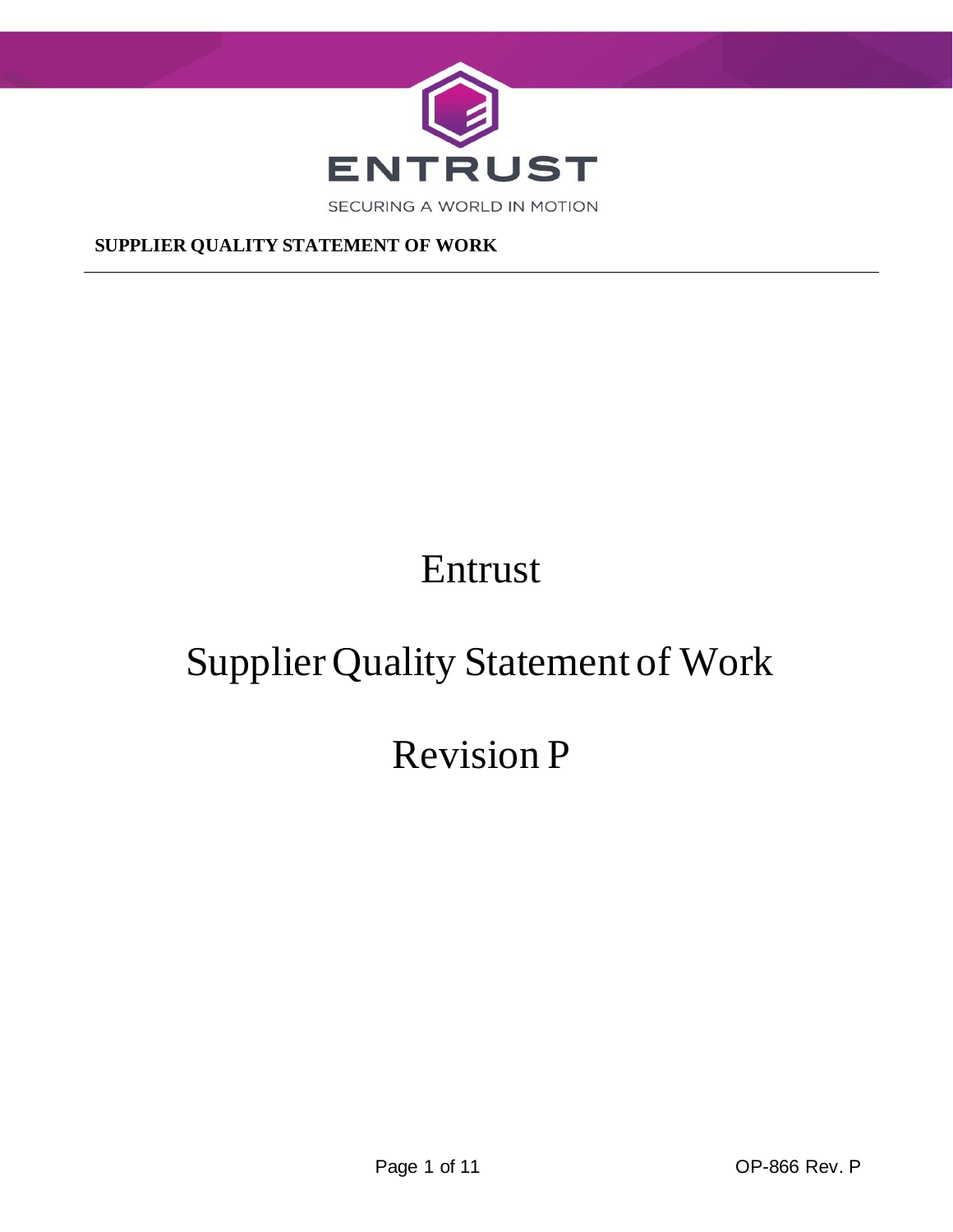ENTRUST

SECURING A WORLD IN MOTION

**SUPPLIER QUALITY STATEMENT OF WORK**

---

# Entrust

# Supplier Quality Statement of Work

# Revision P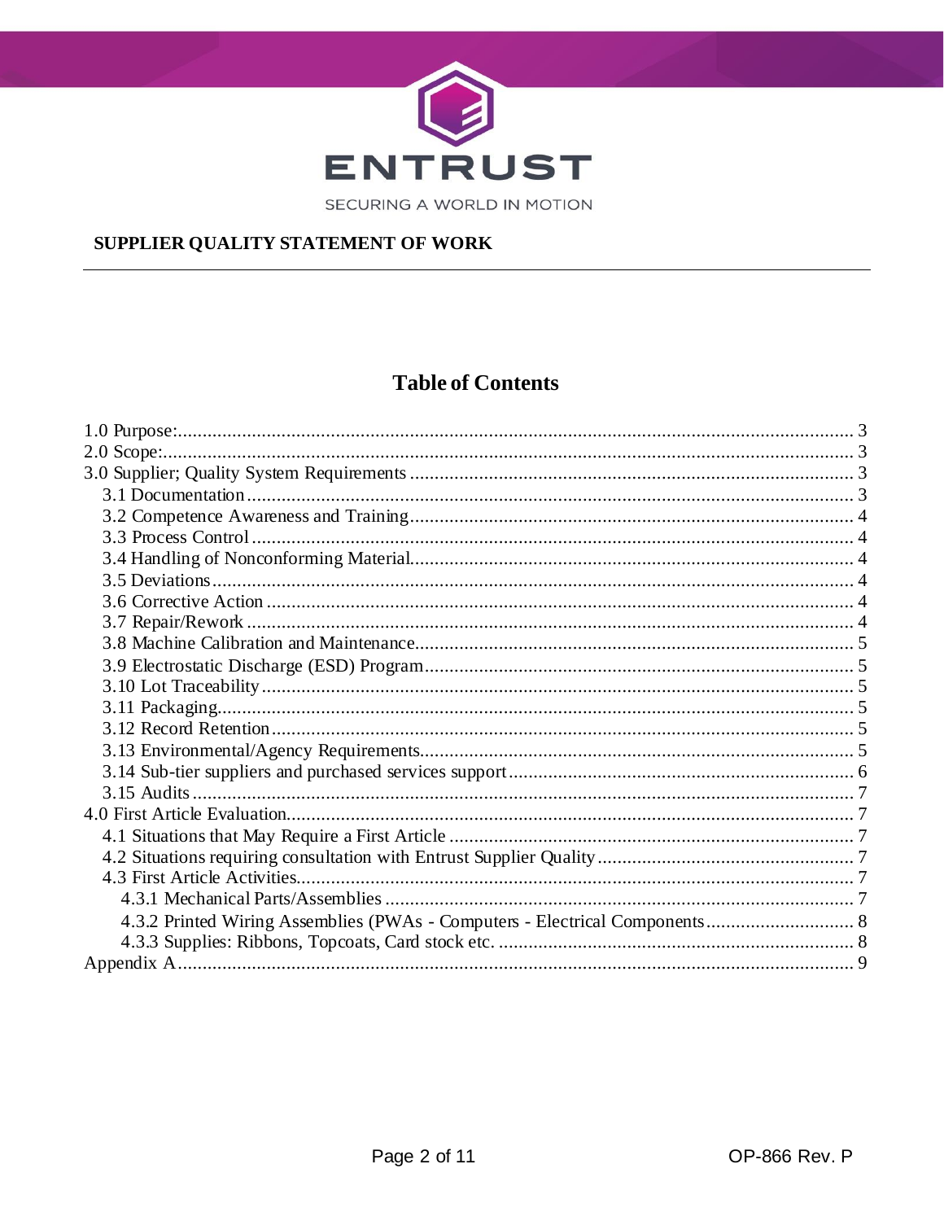**ENTRUST**

SECURING A WORLD IN MOTION

**SUPPLIER QUALITY STATEMENT OF WORK**

## Table of Contents

- 1.0 Purpose: 3
- 2.0 Scope: 3
- 3.0 Supplier; Quality System Requirements 3
  - 3.1 Documentation 3
  - 3.2 Competence Awareness and Training 4
  - 3.3 Process Control 4
  - 3.4 Handling of Nonconforming Material 4
  - 3.5 Deviations 4
  - 3.6 Corrective Action 4
  - 3.7 Repair/Rework 4
  - 3.8 Machine Calibration and Maintenance 5
  - 3.9 Electrostatic Discharge (ESD) Program 5
  - 3.10 Lot Traceability 5
  - 3.11 Packaging 5
  - 3.12 Record Retention 5
  - 3.13 Environmental/Agency Requirements 5
  - 3.14 Sub-tier suppliers and purchased services support 6
  - 3.15 Audits 7
- 4.0 First Article Evaluation 7
  - 4.1 Situations that May Require a First Article 7
  - 4.2 Situations requiring consultation with Entrust Supplier Quality 7
  - 4.3 First Article Activities 7
    - 4.3.1 Mechanical Parts/Assemblies 7
    - 4.3.2 Printed Wiring Assemblies (PWAs - Computers - Electrical Components 8
    - 4.3.3 Supplies: Ribbons, Topcoats, Card stock etc. 8
- Appendix A 9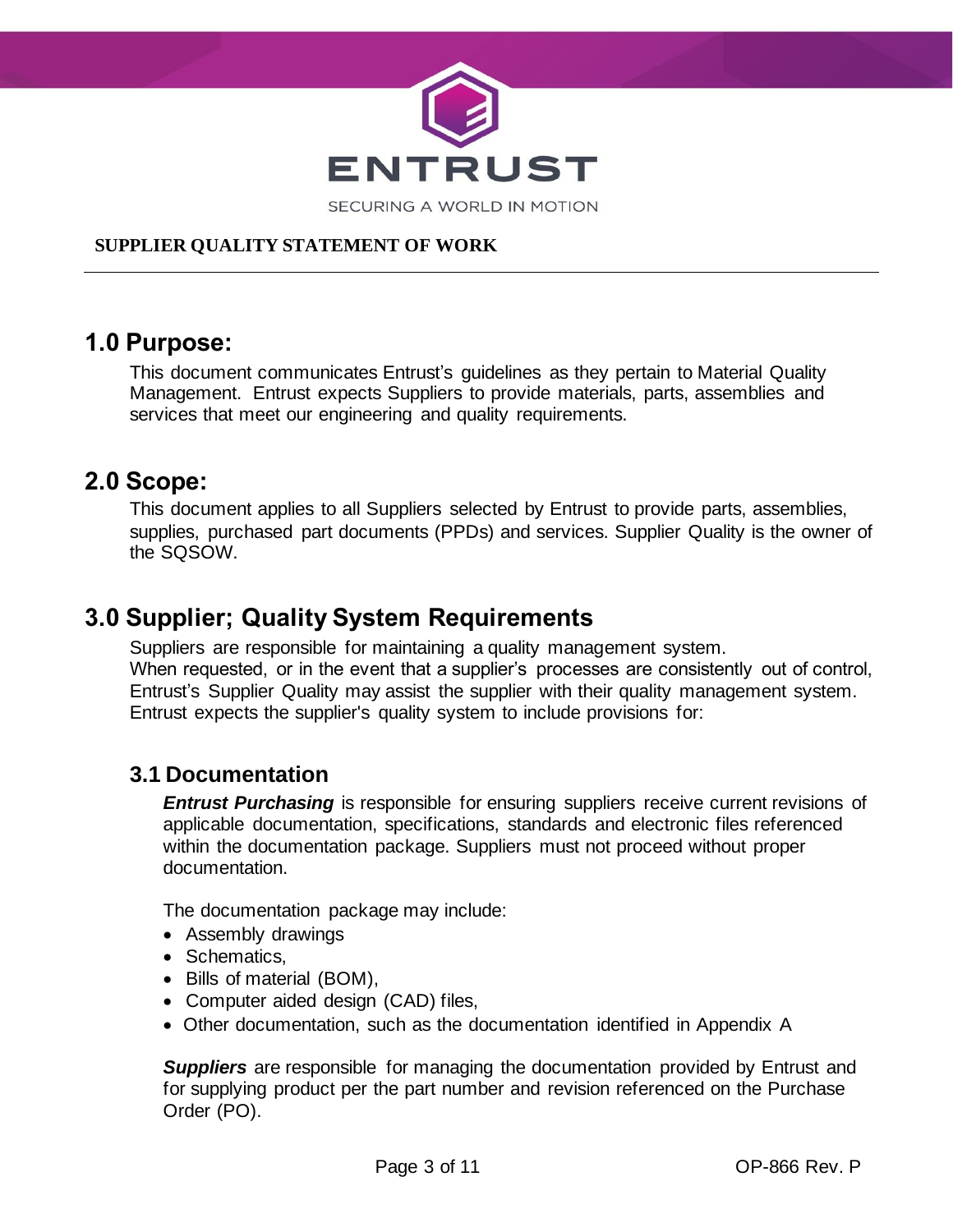**SUPPLIER QUALITY STATEMENT OF WORK**

## 1.0 Purpose:

This document communicates Entrust's guidelines as they pertain to Material Quality Management. Entrust expects Suppliers to provide materials, parts, assemblies and services that meet our engineering and quality requirements.

## 2.0 Scope:

This document applies to all Suppliers selected by Entrust to provide parts, assemblies, supplies, purchased part documents (PPDs) and services. Supplier Quality is the owner of the SQSOW.

## 3.0 Supplier; Quality System Requirements

Suppliers are responsible for maintaining a quality management system.
When requested, or in the event that a supplier's processes are consistently out of control, Entrust's Supplier Quality may assist the supplier with their quality management system. Entrust expects the supplier's quality system to include provisions for:

### 3.1 Documentation

***Entrust Purchasing*** is responsible for ensuring suppliers receive current revisions of applicable documentation, specifications, standards and electronic files referenced within the documentation package. Suppliers must not proceed without proper documentation.

The documentation package may include:

- Assembly drawings
- Schematics,
- Bills of material (BOM),
- Computer aided design (CAD) files,
- Other documentation, such as the documentation identified in Appendix A

***Suppliers*** are responsible for managing the documentation provided by Entrust and for supplying product per the part number and revision referenced on the Purchase Order (PO).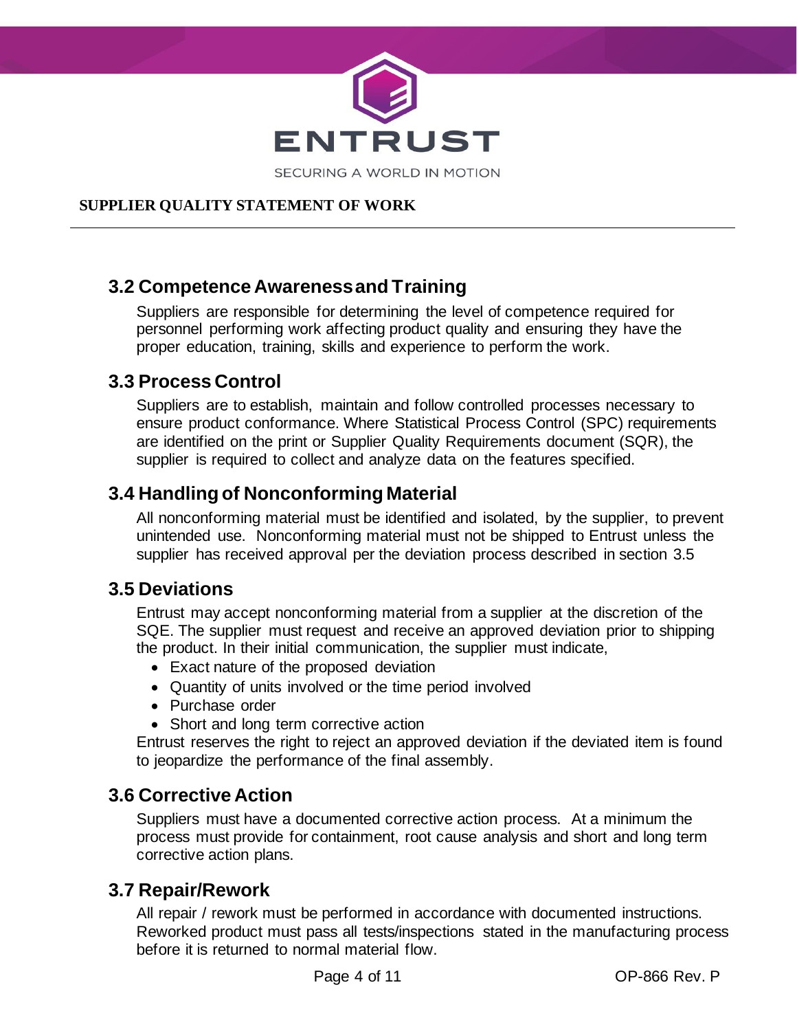## 3.2 Competence Awareness and Training

Suppliers are responsible for determining the level of competence required for personnel performing work affecting product quality and ensuring they have the proper education, training, skills and experience to perform the work.

## 3.3 Process Control

Suppliers are to establish, maintain and follow controlled processes necessary to ensure product conformance. Where Statistical Process Control (SPC) requirements are identified on the print or Supplier Quality Requirements document (SQR), the supplier is required to collect and analyze data on the features specified.

## 3.4 Handling of Nonconforming Material

All nonconforming material must be identified and isolated, by the supplier, to prevent unintended use. Nonconforming material must not be shipped to Entrust unless the supplier has received approval per the deviation process described in section 3.5

## 3.5 Deviations

Entrust may accept nonconforming material from a supplier at the discretion of the SQE. The supplier must request and receive an approved deviation prior to shipping the product. In their initial communication, the supplier must indicate,

- Exact nature of the proposed deviation
- Quantity of units involved or the time period involved
- Purchase order
- Short and long term corrective action

Entrust reserves the right to reject an approved deviation if the deviated item is found to jeopardize the performance of the final assembly.

## 3.6 Corrective Action

Suppliers must have a documented corrective action process. At a minimum the process must provide for containment, root cause analysis and short and long term corrective action plans.

## 3.7 Repair/Rework

All repair / rework must be performed in accordance with documented instructions. Reworked product must pass all tests/inspections stated in the manufacturing process before it is returned to normal material flow.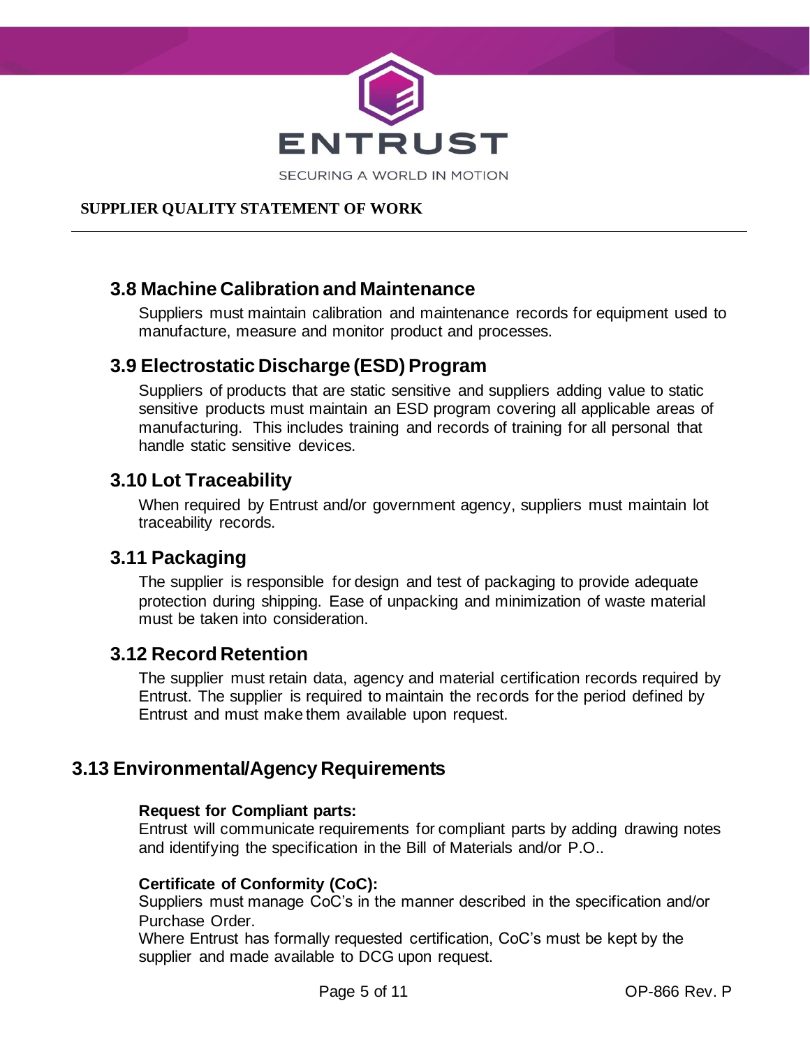## 3.8 Machine Calibration and Maintenance

Suppliers must maintain calibration and maintenance records for equipment used to manufacture, measure and monitor product and processes.

## 3.9 Electrostatic Discharge (ESD) Program

Suppliers of products that are static sensitive and suppliers adding value to static sensitive products must maintain an ESD program covering all applicable areas of manufacturing. This includes training and records of training for all personal that handle static sensitive devices.

## 3.10 Lot Traceability

When required by Entrust and/or government agency, suppliers must maintain lot traceability records.

## 3.11 Packaging

The supplier is responsible for design and test of packaging to provide adequate protection during shipping. Ease of unpacking and minimization of waste material must be taken into consideration.

## 3.12 Record Retention

The supplier must retain data, agency and material certification records required by Entrust. The supplier is required to maintain the records for the period defined by Entrust and must make them available upon request.

## 3.13 Environmental/Agency Requirements

**Request for Compliant parts:**
Entrust will communicate requirements for compliant parts by adding drawing notes and identifying the specification in the Bill of Materials and/or P.O..

**Certificate of Conformity (CoC):**
Suppliers must manage CoC's in the manner described in the specification and/or Purchase Order.
Where Entrust has formally requested certification, CoC's must be kept by the supplier and made available to DCG upon request.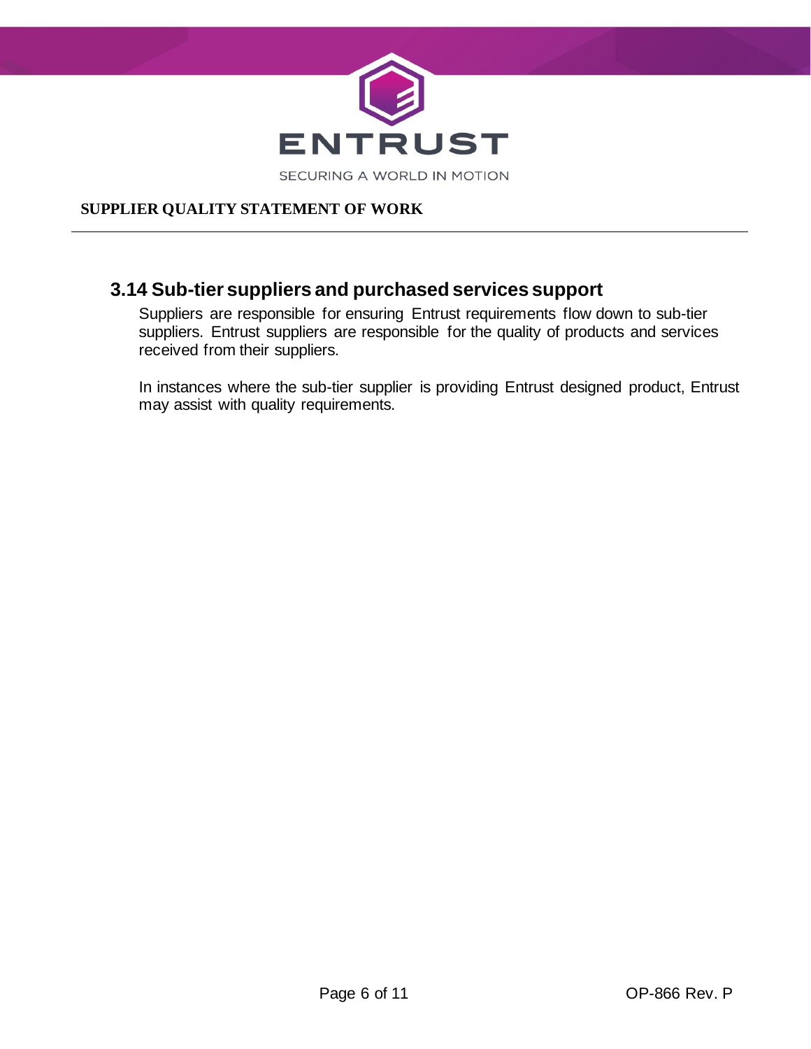### 3.14 Sub-tier suppliers and purchased services support

Suppliers are responsible for ensuring Entrust requirements flow down to sub-tier suppliers. Entrust suppliers are responsible for the quality of products and services received from their suppliers.

In instances where the sub-tier supplier is providing Entrust designed product, Entrust may assist with quality requirements.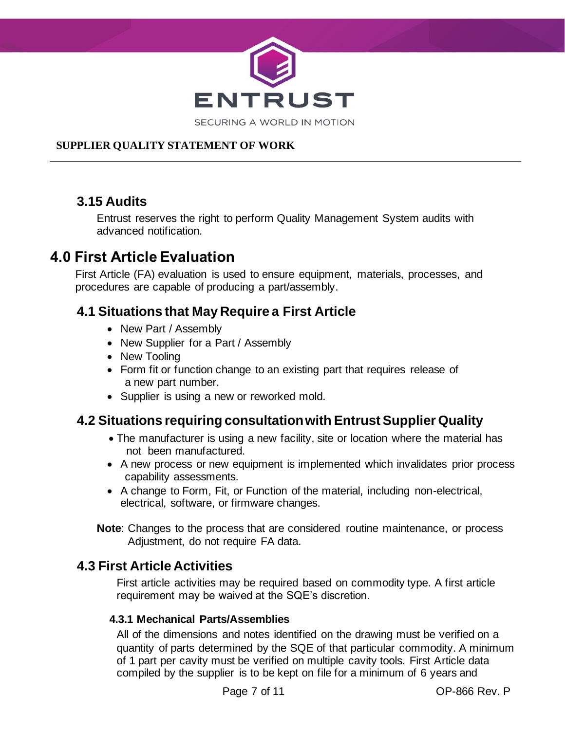### 3.15 Audits

Entrust reserves the right to perform Quality Management System audits with advanced notification.

## 4.0 First Article Evaluation

First Article (FA) evaluation is used to ensure equipment, materials, processes, and procedures are capable of producing a part/assembly.

### 4.1 Situations that May Require a First Article

- New Part / Assembly
- New Supplier for a Part / Assembly
- New Tooling
- Form fit or function change to an existing part that requires release of a new part number.
- Supplier is using a new or reworked mold.

### 4.2 Situations requiring consultation with Entrust Supplier Quality

- The manufacturer is using a new facility, site or location where the material has not been manufactured.
- A new process or new equipment is implemented which invalidates prior process capability assessments.
- A change to Form, Fit, or Function of the material, including non-electrical, electrical, software, or firmware changes.

**Note**: Changes to the process that are considered routine maintenance, or process Adjustment, do not require FA data.

### 4.3 First Article Activities

First article activities may be required based on commodity type. A first article requirement may be waived at the SQE's discretion.

#### 4.3.1 Mechanical Parts/Assemblies

All of the dimensions and notes identified on the drawing must be verified on a quantity of parts determined by the SQE of that particular commodity. A minimum of 1 part per cavity must be verified on multiple cavity tools. First Article data compiled by the supplier is to be kept on file for a minimum of 6 years and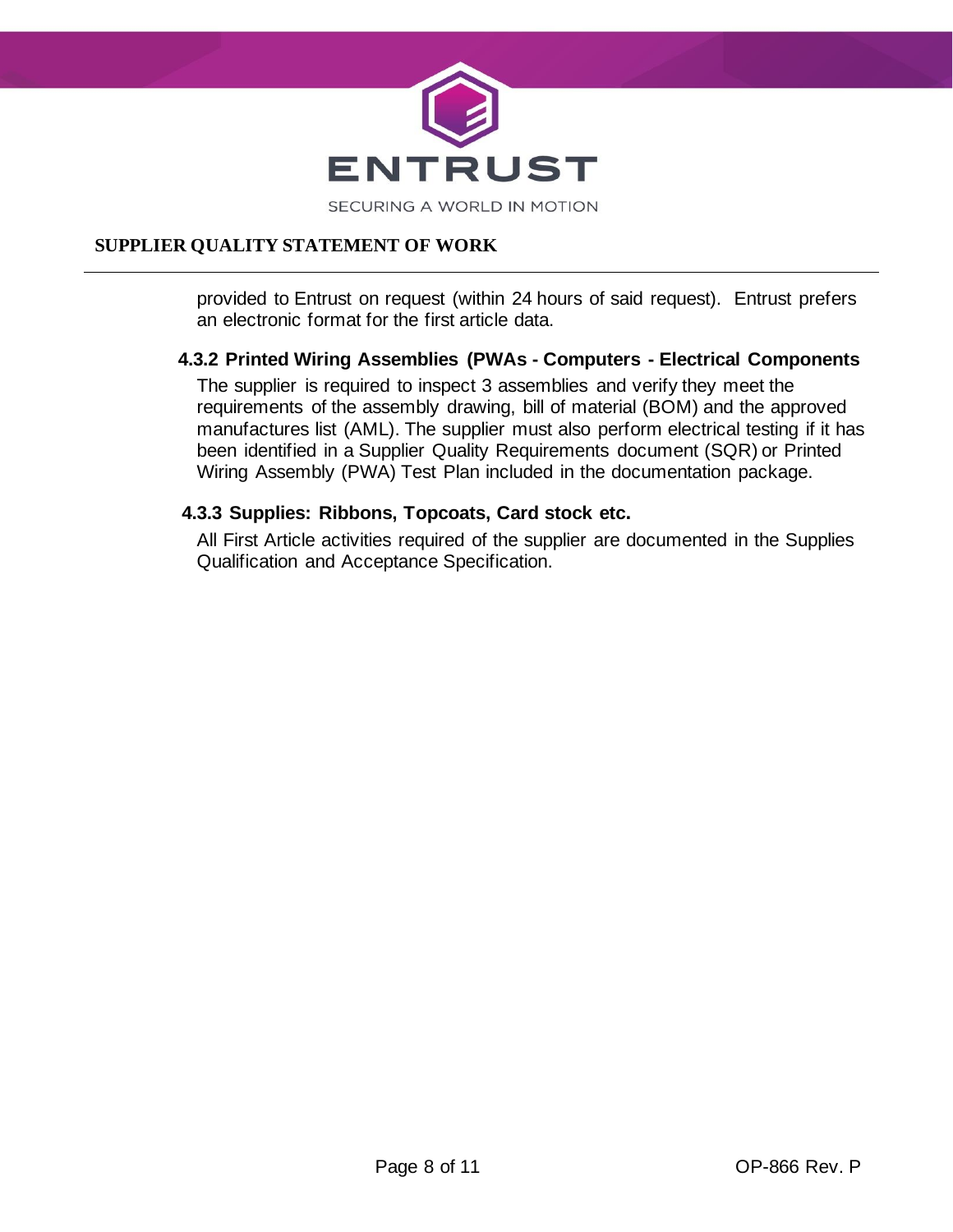provided to Entrust on request (within 24 hours of said request). Entrust prefers an electronic format for the first article data.

#### 4.3.2 Printed Wiring Assemblies (PWAs - Computers - Electrical Components

The supplier is required to inspect 3 assemblies and verify they meet the requirements of the assembly drawing, bill of material (BOM) and the approved manufactures list (AML). The supplier must also perform electrical testing if it has been identified in a Supplier Quality Requirements document (SQR) or Printed Wiring Assembly (PWA) Test Plan included in the documentation package.

#### 4.3.3 Supplies: Ribbons, Topcoats, Card stock etc.

All First Article activities required of the supplier are documented in the Supplies Qualification and Acceptance Specification.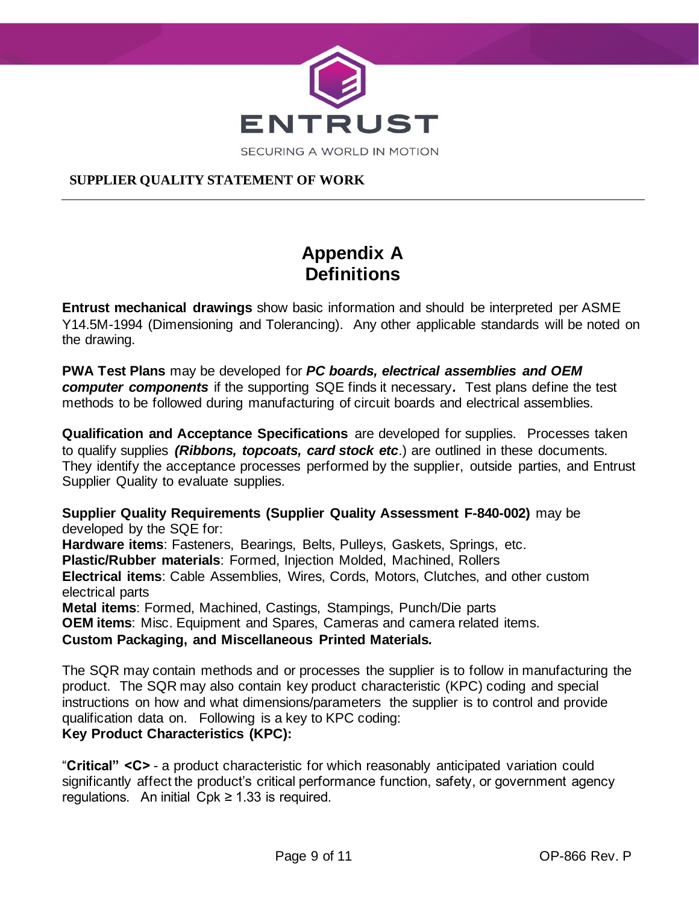**SUPPLIER QUALITY STATEMENT OF WORK**

# Appendix A
# Definitions

**Entrust mechanical drawings** show basic information and should be interpreted per ASME Y14.5M-1994 (Dimensioning and Tolerancing). Any other applicable standards will be noted on the drawing.

**PWA Test Plans** may be developed for ***PC boards, electrical assemblies and OEM computer components*** if the supporting SQE finds it necessary***.*** Test plans define the test methods to be followed during manufacturing of circuit boards and electrical assemblies.

**Qualification and Acceptance Specifications** are developed for supplies. Processes taken to qualify supplies ***(Ribbons, topcoats, card stock etc***.) are outlined in these documents. They identify the acceptance processes performed by the supplier, outside parties, and Entrust Supplier Quality to evaluate supplies.

**Supplier Quality Requirements (Supplier Quality Assessment F-840-002)** may be developed by the SQE for:
**Hardware items**: Fasteners, Bearings, Belts, Pulleys, Gaskets, Springs, etc.
**Plastic/Rubber materials**: Formed, Injection Molded, Machined, Rollers
**Electrical items**: Cable Assemblies, Wires, Cords, Motors, Clutches, and other custom electrical parts
**Metal items**: Formed, Machined, Castings, Stampings, Punch/Die parts
**OEM items**: Misc. Equipment and Spares, Cameras and camera related items.
**Custom Packaging, and Miscellaneous Printed Materials*.***

The SQR may contain methods and or processes the supplier is to follow in manufacturing the product. The SQR may also contain key product characteristic (KPC) coding and special instructions on how and what dimensions/parameters the supplier is to control and provide qualification data on. Following is a key to KPC coding:
**Key Product Characteristics (KPC):**

"**Critical" <C>** - a product characteristic for which reasonably anticipated variation could significantly affect the product's critical performance function, safety, or government agency regulations. An initial $Cpk \geq 1.33$ is required.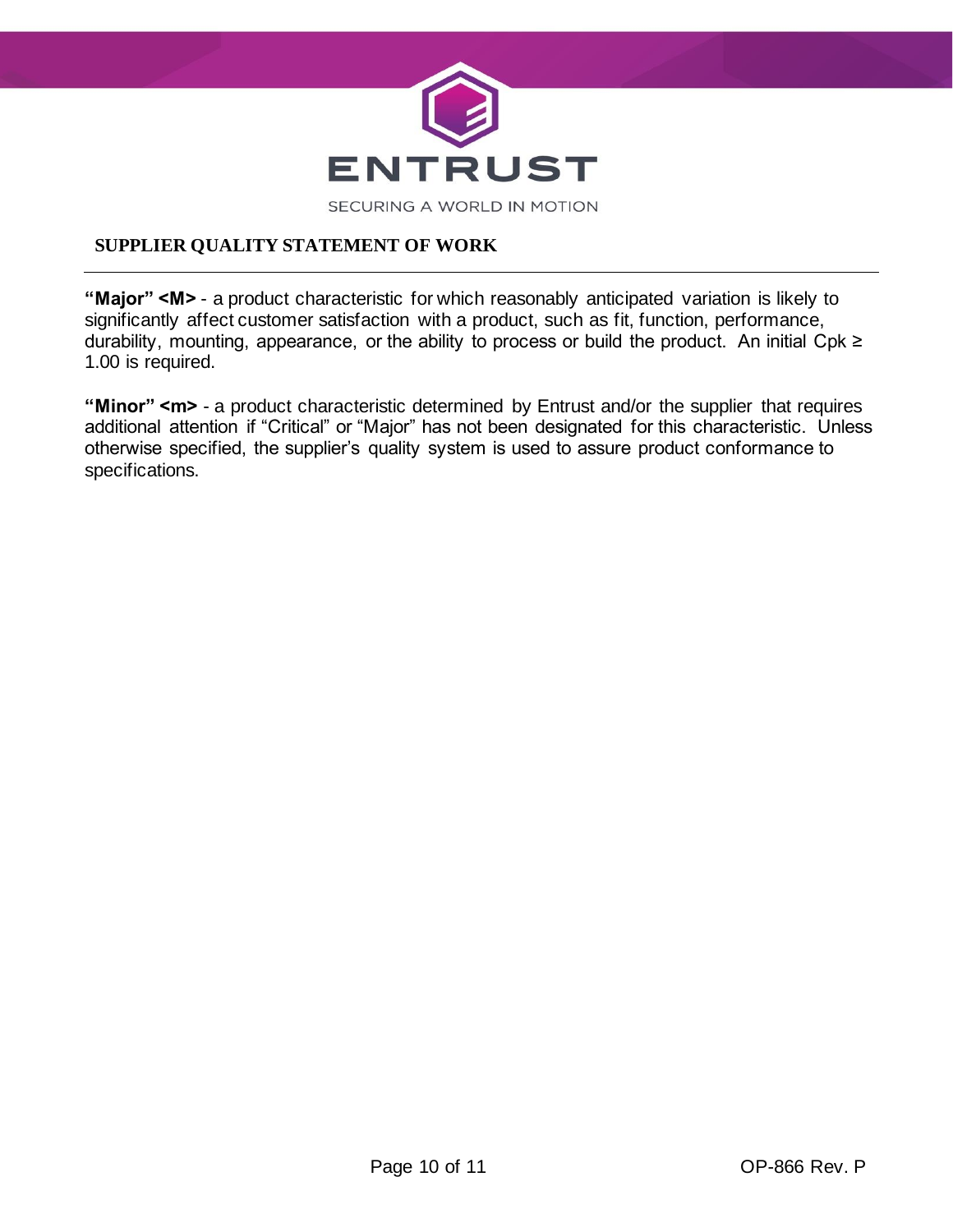**"Major" <M>** - a product characteristic for which reasonably anticipated variation is likely to significantly affect customer satisfaction with a product, such as fit, function, performance, durability, mounting, appearance, or the ability to process or build the product. An initial Cpk ≥ 1.00 is required.

**"Minor" <m>** - a product characteristic determined by Entrust and/or the supplier that requires additional attention if "Critical" or "Major" has not been designated for this characteristic. Unless otherwise specified, the supplier's quality system is used to assure product conformance to specifications.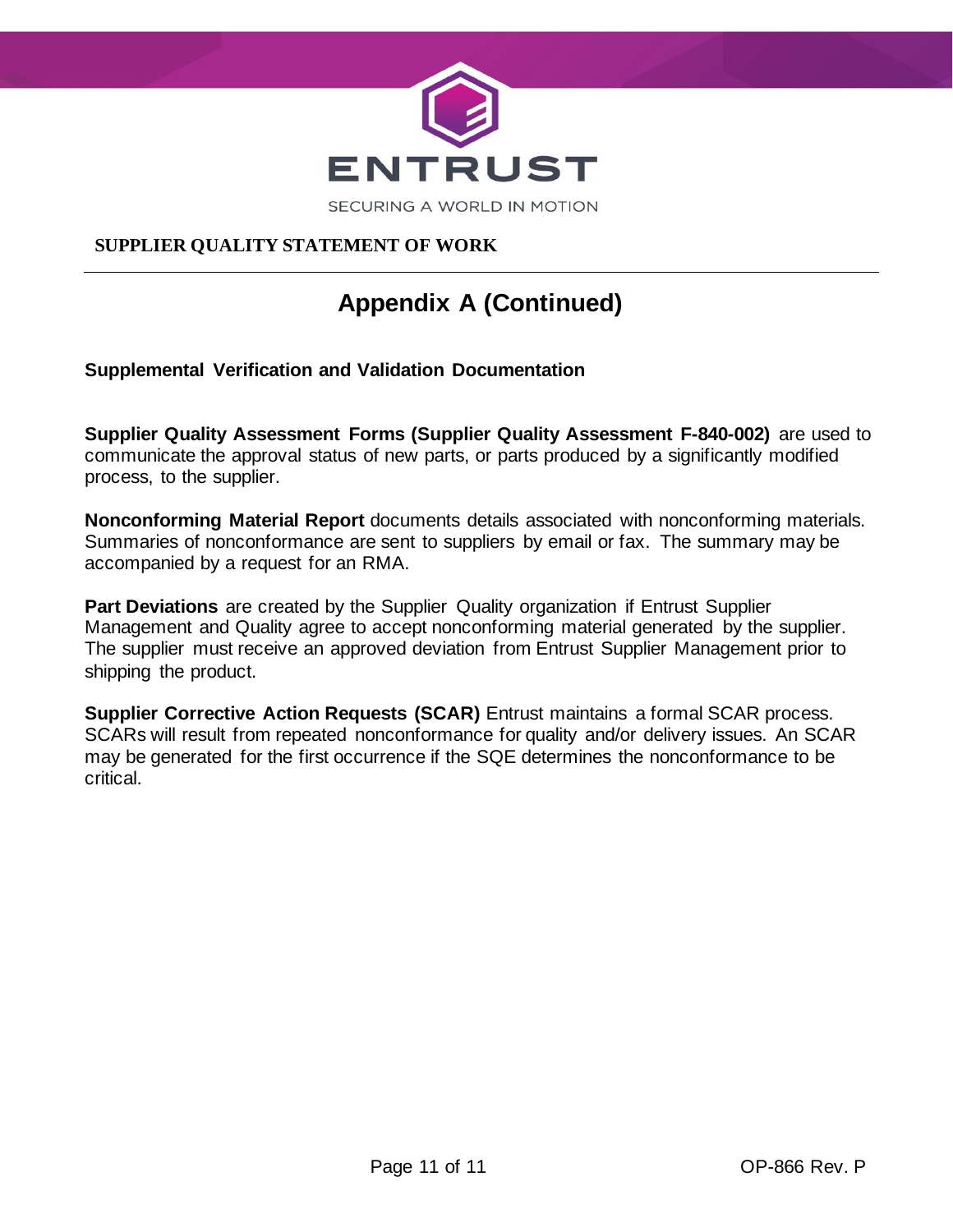**SUPPLIER QUALITY STATEMENT OF WORK**

# Appendix A (Continued)

**Supplemental Verification and Validation Documentation**

**Supplier Quality Assessment Forms (Supplier Quality Assessment F-840-002)** are used to communicate the approval status of new parts, or parts produced by a significantly modified process, to the supplier.

**Nonconforming Material Report** documents details associated with nonconforming materials. Summaries of nonconformance are sent to suppliers by email or fax. The summary may be accompanied by a request for an RMA.

**Part Deviations** are created by the Supplier Quality organization if Entrust Supplier Management and Quality agree to accept nonconforming material generated by the supplier. The supplier must receive an approved deviation from Entrust Supplier Management prior to shipping the product.

**Supplier Corrective Action Requests (SCAR)** Entrust maintains a formal SCAR process. SCARs will result from repeated nonconformance for quality and/or delivery issues. An SCAR may be generated for the first occurrence if the SQE determines the nonconformance to be critical.